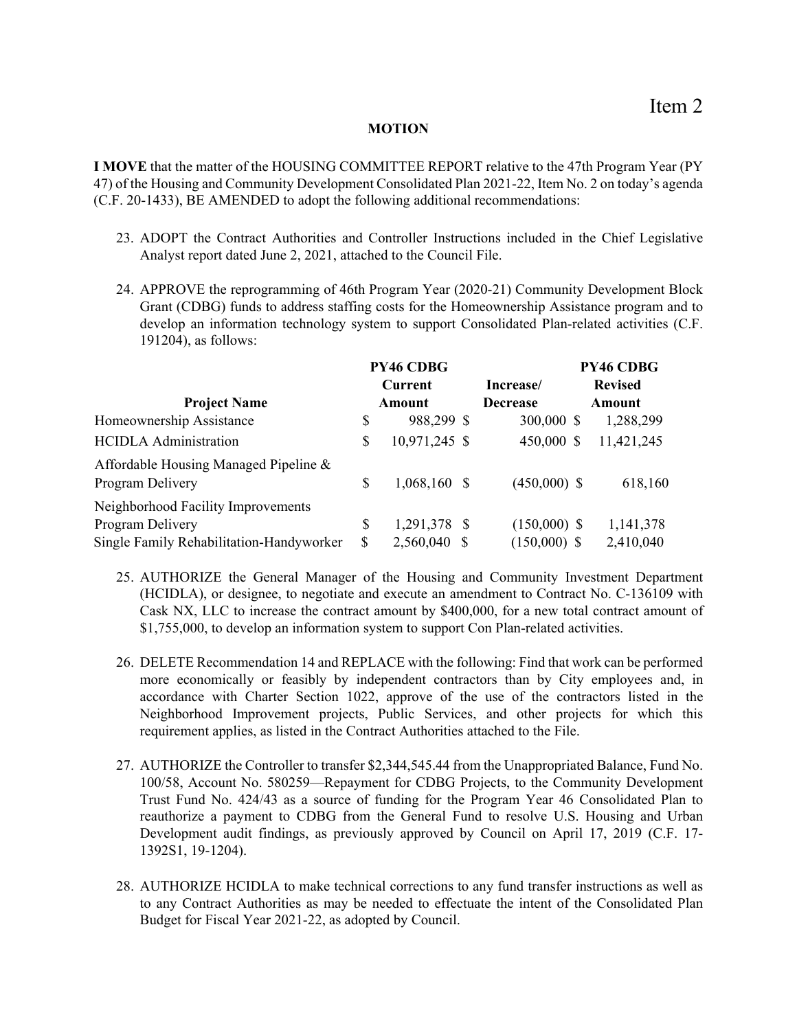Item 2

**MOTION**

**I MOVE** that the matter of the HOUSING COMMITTEE REPORT relative to the 47th Program Year (PY 47) of the Housing and Community Development Consolidated Plan 2021-22, Item No. 2 on today's agenda (C.F. 20-1433), BE AMENDED to adopt the following additional recommendations:

23. ADOPT the Contract Authorities and Controller Instructions included in the Chief Legislative Analyst report dated June 2, 2021, attached to the Council File.

24. APPROVE the reprogramming of 46th Program Year (2020-21) Community Development Block Grant (CDBG) funds to address staffing costs for the Homeownership Assistance program and to develop an information technology system to support Consolidated Plan-related activities (C.F. 191204), as follows:

| Project Name | PY46 CDBG Current Amount | Increase/ Decrease | PY46 CDBG Revised Amount |
|---|---|---|---|
| Homeownership Assistance | $ 988,299 | $ 300,000 | $ 1,288,299 |
| HCIDLA Administration | $ 10,971,245 | $ 450,000 | $ 11,421,245 |
| Affordable Housing Managed Pipeline & Program Delivery | $ 1,068,160 | $ (450,000) | $ 618,160 |
| Neighborhood Facility Improvements Program Delivery | $ 1,291,378 | $ (150,000) | $ 1,141,378 |
| Single Family Rehabilitation-Handyworker | $ 2,560,040 | $ (150,000) | $ 2,410,040 |

25. AUTHORIZE the General Manager of the Housing and Community Investment Department (HCIDLA), or designee, to negotiate and execute an amendment to Contract No. C-136109 with Cask NX, LLC to increase the contract amount by $400,000, for a new total contract amount of $1,755,000, to develop an information system to support Con Plan-related activities.

26. DELETE Recommendation 14 and REPLACE with the following: Find that work can be performed more economically or feasibly by independent contractors than by City employees and, in accordance with Charter Section 1022, approve of the use of the contractors listed in the Neighborhood Improvement projects, Public Services, and other projects for which this requirement applies, as listed in the Contract Authorities attached to the File.

27. AUTHORIZE the Controller to transfer $2,344,545.44 from the Unappropriated Balance, Fund No. 100/58, Account No. 580259—Repayment for CDBG Projects, to the Community Development Trust Fund No. 424/43 as a source of funding for the Program Year 46 Consolidated Plan to reauthorize a payment to CDBG from the General Fund to resolve U.S. Housing and Urban Development audit findings, as previously approved by Council on April 17, 2019 (C.F. 17-1392S1, 19-1204).

28. AUTHORIZE HCIDLA to make technical corrections to any fund transfer instructions as well as to any Contract Authorities as may be needed to effectuate the intent of the Consolidated Plan Budget for Fiscal Year 2021-22, as adopted by Council.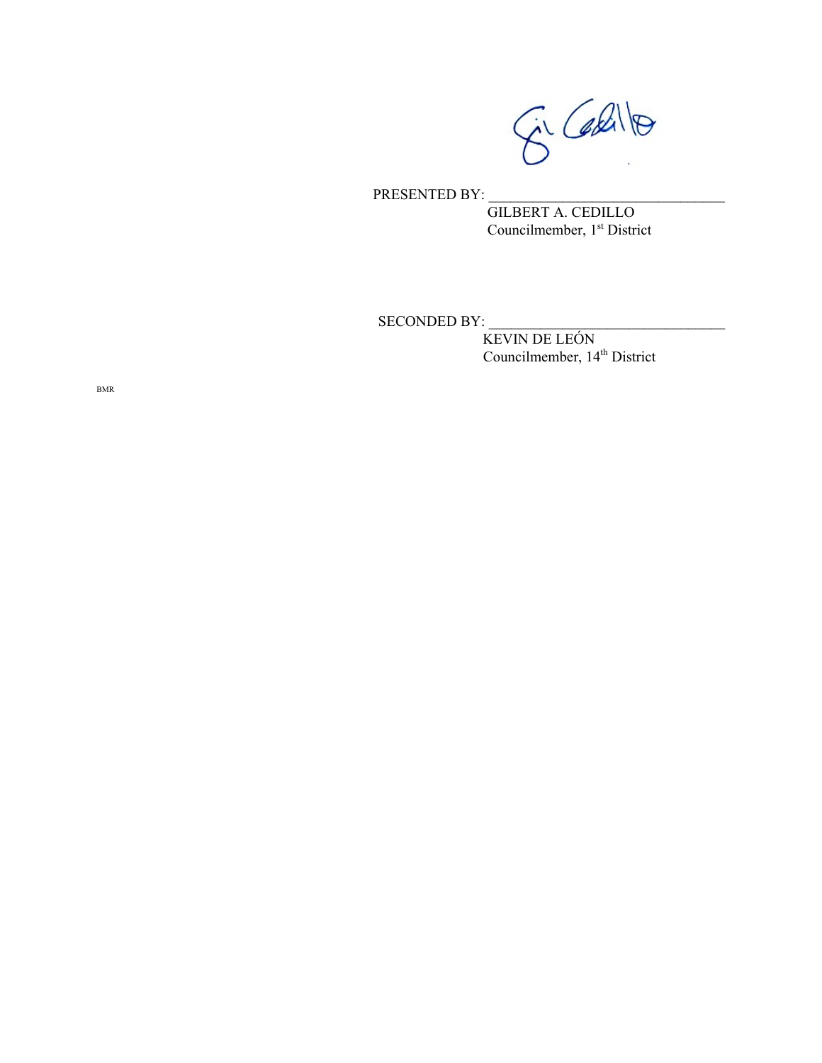PRESENTED BY: ________________________________
GILBERT A. CEDILLO
Councilmember, 1st District

SECONDED BY: ________________________________
KEVIN DE LEÓN
Councilmember, 14th District

BMR